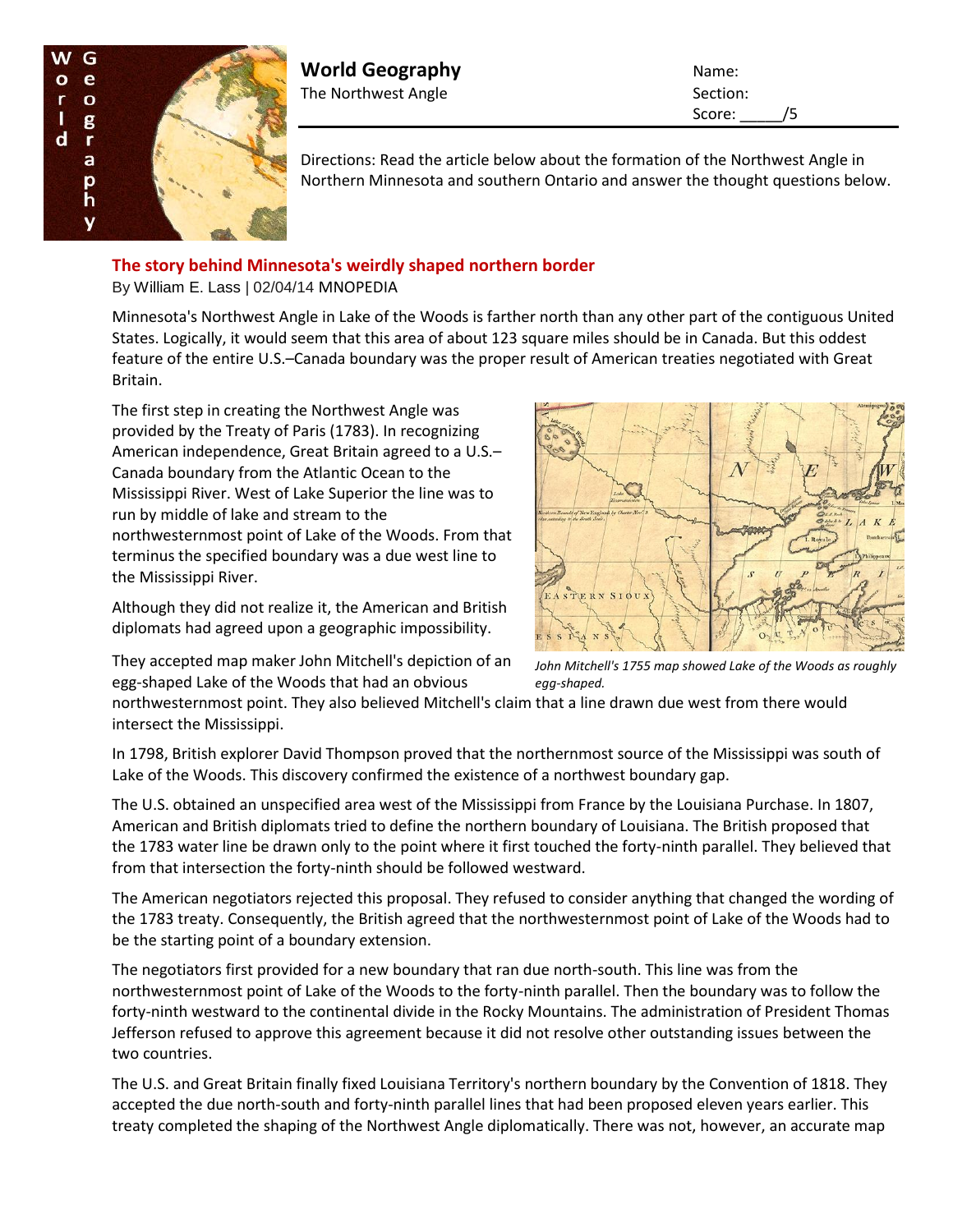# World Geography

The Northwest Angle

Name:
Section:
Score: _____/5

Directions: Read the article below about the formation of the Northwest Angle in Northern Minnesota and southern Ontario and answer the thought questions below.

## The story behind Minnesota's weirdly shaped northern border

By William E. Lass | 02/04/14 MNOPEDIA

Minnesota's Northwest Angle in Lake of the Woods is farther north than any other part of the contiguous United States. Logically, it would seem that this area of about 123 square miles should be in Canada. But this oddest feature of the entire U.S.–Canada boundary was the proper result of American treaties negotiated with Great Britain.

The first step in creating the Northwest Angle was provided by the Treaty of Paris (1783). In recognizing American independence, Great Britain agreed to a U.S.–Canada boundary from the Atlantic Ocean to the Mississippi River. West of Lake Superior the line was to run by middle of lake and stream to the northwesternmost point of Lake of the Woods. From that terminus the specified boundary was a due west line to the Mississippi River.

Although they did not realize it, the American and British diplomats had agreed upon a geographic impossibility.

They accepted map maker John Mitchell's depiction of an egg-shaped Lake of the Woods that had an obvious northwesternmost point. They also believed Mitchell's claim that a line drawn due west from there would intersect the Mississippi.

*John Mitchell's 1755 map showed Lake of the Woods as roughly egg-shaped.*

In 1798, British explorer David Thompson proved that the northernmost source of the Mississippi was south of Lake of the Woods. This discovery confirmed the existence of a northwest boundary gap.

The U.S. obtained an unspecified area west of the Mississippi from France by the Louisiana Purchase. In 1807, American and British diplomats tried to define the northern boundary of Louisiana. The British proposed that the 1783 water line be drawn only to the point where it first touched the forty-ninth parallel. They believed that from that intersection the forty-ninth should be followed westward.

The American negotiators rejected this proposal. They refused to consider anything that changed the wording of the 1783 treaty. Consequently, the British agreed that the northwesternmost point of Lake of the Woods had to be the starting point of a boundary extension.

The negotiators first provided for a new boundary that ran due north-south. This line was from the northwesternmost point of Lake of the Woods to the forty-ninth parallel. Then the boundary was to follow the forty-ninth westward to the continental divide in the Rocky Mountains. The administration of President Thomas Jefferson refused to approve this agreement because it did not resolve other outstanding issues between the two countries.

The U.S. and Great Britain finally fixed Louisiana Territory's northern boundary by the Convention of 1818. They accepted the due north-south and forty-ninth parallel lines that had been proposed eleven years earlier. This treaty completed the shaping of the Northwest Angle diplomatically. There was not, however, an accurate map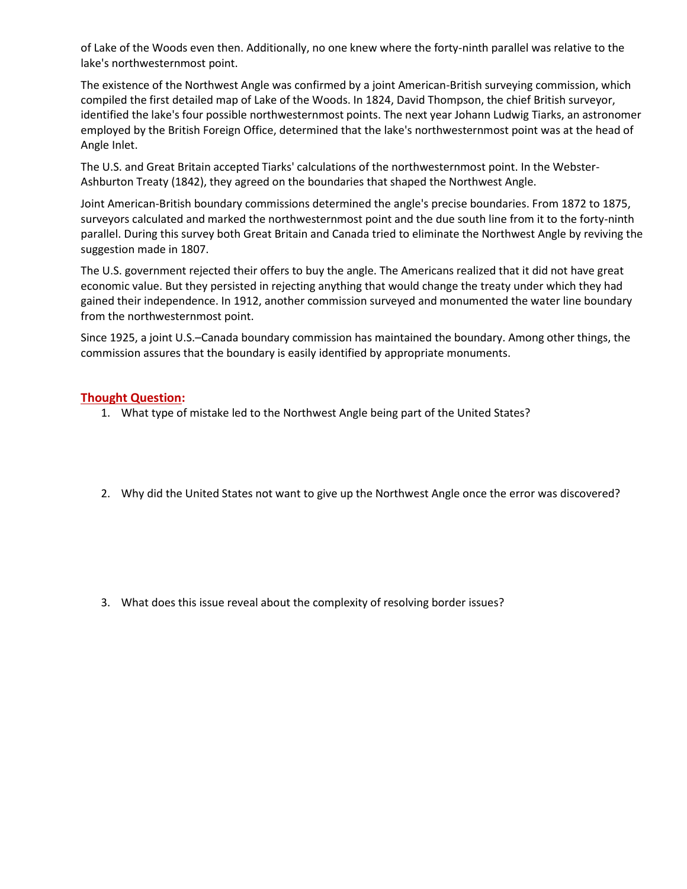of Lake of the Woods even then. Additionally, no one knew where the forty-ninth parallel was relative to the lake's northwesternmost point.

The existence of the Northwest Angle was confirmed by a joint American-British surveying commission, which compiled the first detailed map of Lake of the Woods. In 1824, David Thompson, the chief British surveyor, identified the lake's four possible northwesternmost points. The next year Johann Ludwig Tiarks, an astronomer employed by the British Foreign Office, determined that the lake's northwesternmost point was at the head of Angle Inlet.

The U.S. and Great Britain accepted Tiarks' calculations of the northwesternmost point. In the Webster-Ashburton Treaty (1842), they agreed on the boundaries that shaped the Northwest Angle.

Joint American-British boundary commissions determined the angle's precise boundaries. From 1872 to 1875, surveyors calculated and marked the northwesternmost point and the due south line from it to the forty-ninth parallel. During this survey both Great Britain and Canada tried to eliminate the Northwest Angle by reviving the suggestion made in 1807.

The U.S. government rejected their offers to buy the angle. The Americans realized that it did not have great economic value. But they persisted in rejecting anything that would change the treaty under which they had gained their independence. In 1912, another commission surveyed and monumented the water line boundary from the northwesternmost point.

Since 1925, a joint U.S.–Canada boundary commission has maintained the boundary. Among other things, the commission assures that the boundary is easily identified by appropriate monuments.

## Thought Question:

1. What type of mistake led to the Northwest Angle being part of the United States?

2. Why did the United States not want to give up the Northwest Angle once the error was discovered?

3. What does this issue reveal about the complexity of resolving border issues?